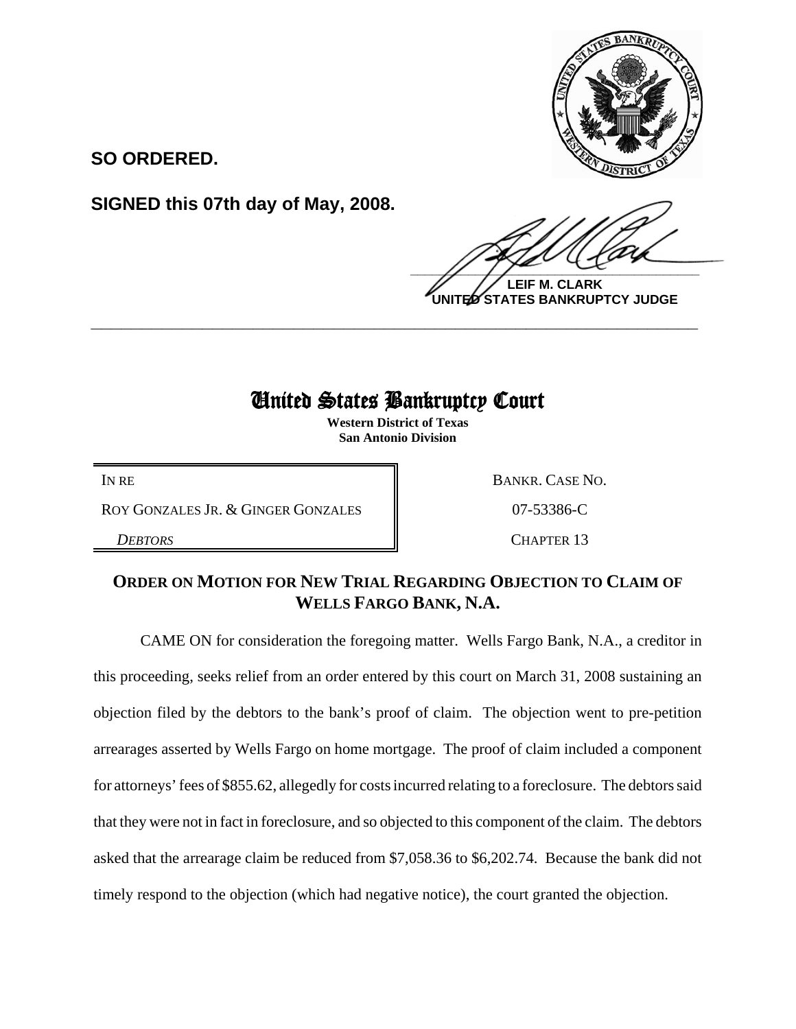**SO ORDERED.**

**SIGNED this 07th day of May, 2008.**

**LEIF M. CLARK**
**UNITED STATES BANKRUPTCY JUDGE**

---

# United States Bankruptcy Court

**Western District of Texas**
**San Antonio Division**

| | |
|---|---|
| IN RE | BANKR. CASE NO. |
| ROY GONZALES JR. & GINGER GONZALES | 07-53386-C |
| *DEBTORS* | CHAPTER 13 |

## ORDER ON MOTION FOR NEW TRIAL REGARDING OBJECTION TO CLAIM OF WELLS FARGO BANK, N.A.

CAME ON for consideration the foregoing matter. Wells Fargo Bank, N.A., a creditor in this proceeding, seeks relief from an order entered by this court on March 31, 2008 sustaining an objection filed by the debtors to the bank's proof of claim. The objection went to pre-petition arrearages asserted by Wells Fargo on home mortgage. The proof of claim included a component for attorneys' fees of $855.62, allegedly for costs incurred relating to a foreclosure. The debtors said that they were not in fact in foreclosure, and so objected to this component of the claim. The debtors asked that the arrearage claim be reduced from $7,058.36 to $6,202.74. Because the bank did not timely respond to the objection (which had negative notice), the court granted the objection.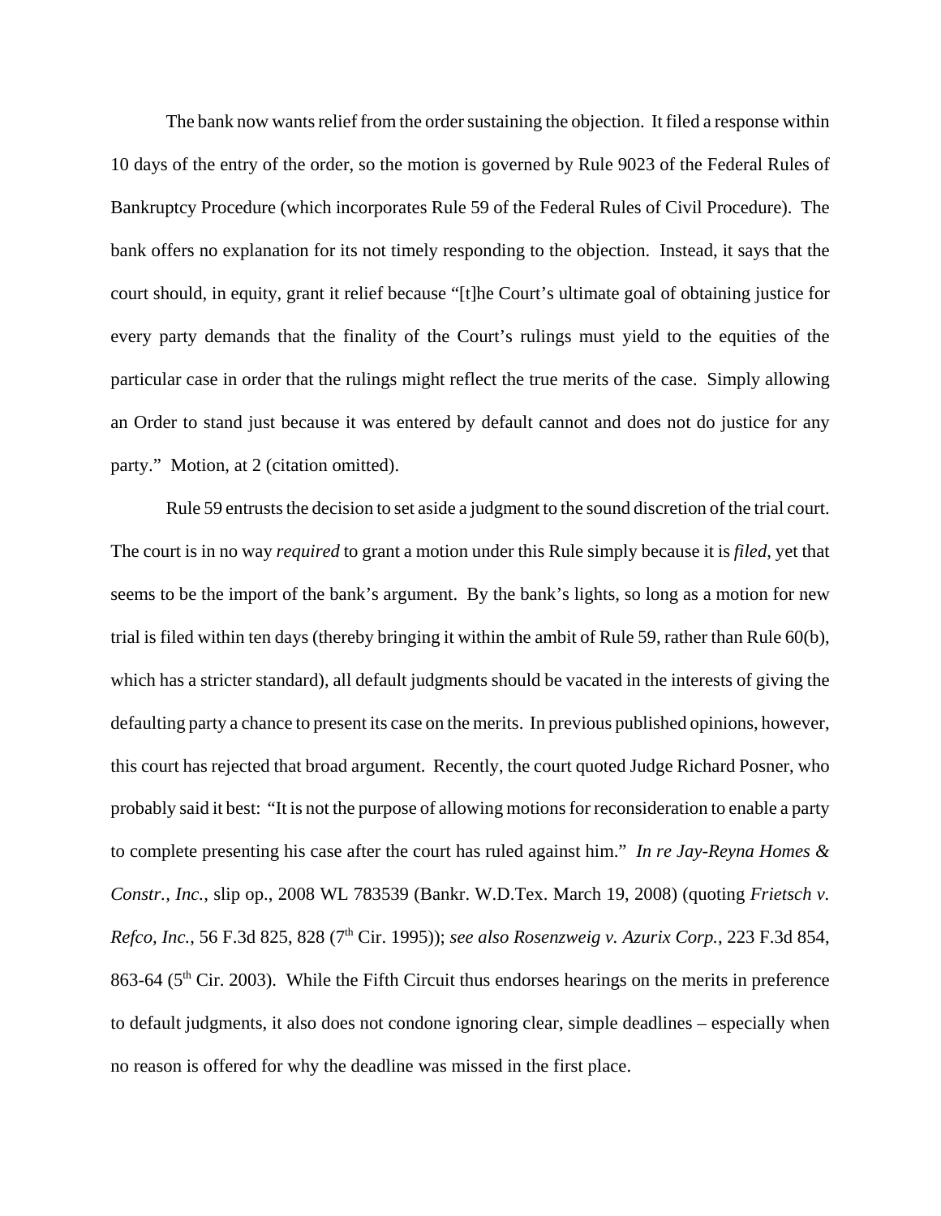The bank now wants relief from the order sustaining the objection. It filed a response within 10 days of the entry of the order, so the motion is governed by Rule 9023 of the Federal Rules of Bankruptcy Procedure (which incorporates Rule 59 of the Federal Rules of Civil Procedure). The bank offers no explanation for its not timely responding to the objection. Instead, it says that the court should, in equity, grant it relief because "[t]he Court's ultimate goal of obtaining justice for every party demands that the finality of the Court's rulings must yield to the equities of the particular case in order that the rulings might reflect the true merits of the case. Simply allowing an Order to stand just because it was entered by default cannot and does not do justice for any party." Motion, at 2 (citation omitted).

Rule 59 entrusts the decision to set aside a judgment to the sound discretion of the trial court. The court is in no way *required* to grant a motion under this Rule simply because it is *filed*, yet that seems to be the import of the bank's argument. By the bank's lights, so long as a motion for new trial is filed within ten days (thereby bringing it within the ambit of Rule 59, rather than Rule 60(b), which has a stricter standard), all default judgments should be vacated in the interests of giving the defaulting party a chance to present its case on the merits. In previous published opinions, however, this court has rejected that broad argument. Recently, the court quoted Judge Richard Posner, who probably said it best: "It is not the purpose of allowing motions for reconsideration to enable a party to complete presenting his case after the court has ruled against him." *In re Jay-Reyna Homes & Constr., Inc.*, slip op., 2008 WL 783539 (Bankr. W.D.Tex. March 19, 2008) (quoting *Frietsch v. Refco, Inc.*, 56 F.3d 825, 828 (7th Cir. 1995)); *see also Rosenzweig v. Azurix Corp.*, 223 F.3d 854, 863-64 (5th Cir. 2003). While the Fifth Circuit thus endorses hearings on the merits in preference to default judgments, it also does not condone ignoring clear, simple deadlines – especially when no reason is offered for why the deadline was missed in the first place.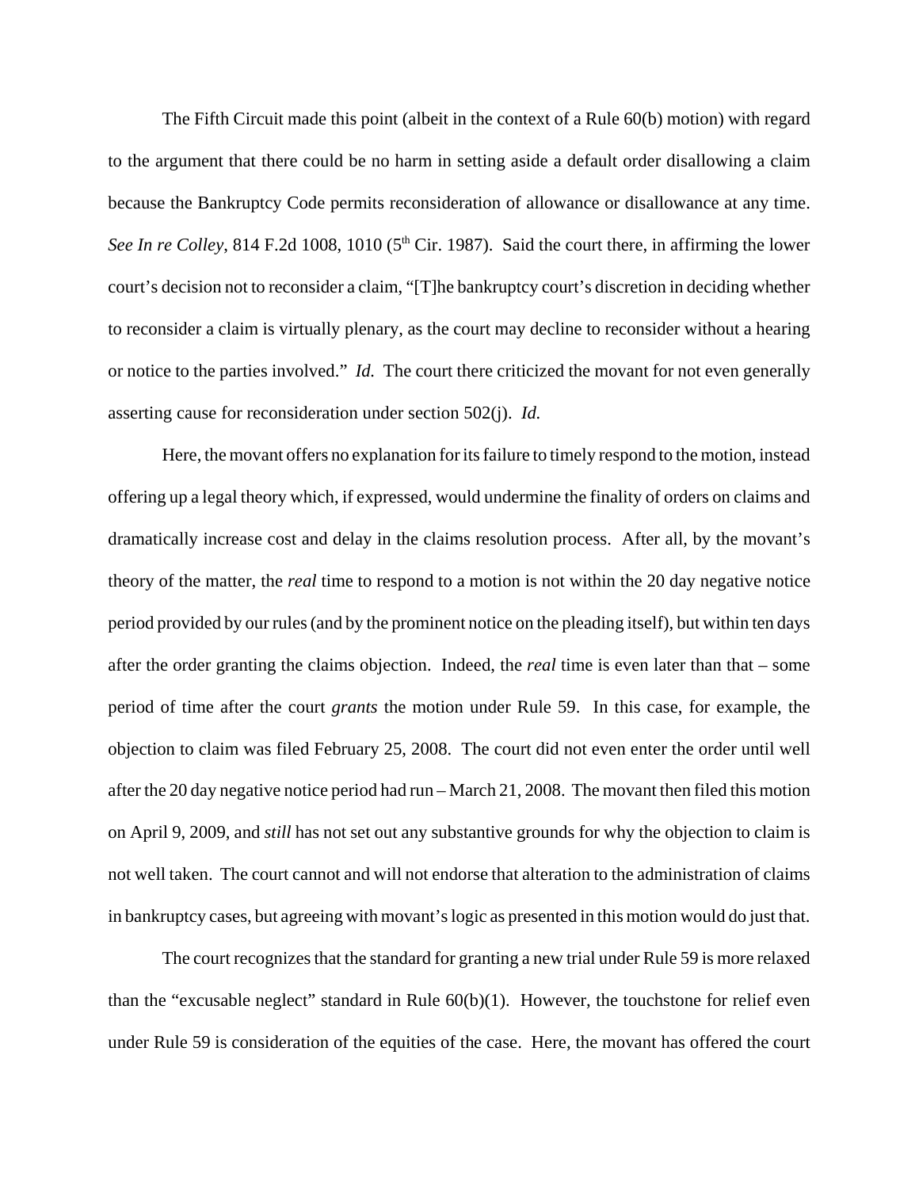The Fifth Circuit made this point (albeit in the context of a Rule 60(b) motion) with regard to the argument that there could be no harm in setting aside a default order disallowing a claim because the Bankruptcy Code permits reconsideration of allowance or disallowance at any time. *See In re Colley*, 814 F.2d 1008, 1010 (5th Cir. 1987). Said the court there, in affirming the lower court's decision not to reconsider a claim, "[T]he bankruptcy court's discretion in deciding whether to reconsider a claim is virtually plenary, as the court may decline to reconsider without a hearing or notice to the parties involved." *Id.* The court there criticized the movant for not even generally asserting cause for reconsideration under section 502(j). *Id.*

Here, the movant offers no explanation for its failure to timely respond to the motion, instead offering up a legal theory which, if expressed, would undermine the finality of orders on claims and dramatically increase cost and delay in the claims resolution process. After all, by the movant's theory of the matter, the *real* time to respond to a motion is not within the 20 day negative notice period provided by our rules (and by the prominent notice on the pleading itself), but within ten days after the order granting the claims objection. Indeed, the *real* time is even later than that – some period of time after the court *grants* the motion under Rule 59. In this case, for example, the objection to claim was filed February 25, 2008. The court did not even enter the order until well after the 20 day negative notice period had run – March 21, 2008. The movant then filed this motion on April 9, 2009, and *still* has not set out any substantive grounds for why the objection to claim is not well taken. The court cannot and will not endorse that alteration to the administration of claims in bankruptcy cases, but agreeing with movant's logic as presented in this motion would do just that.

The court recognizes that the standard for granting a new trial under Rule 59 is more relaxed than the "excusable neglect" standard in Rule 60(b)(1). However, the touchstone for relief even under Rule 59 is consideration of the equities of the case. Here, the movant has offered the court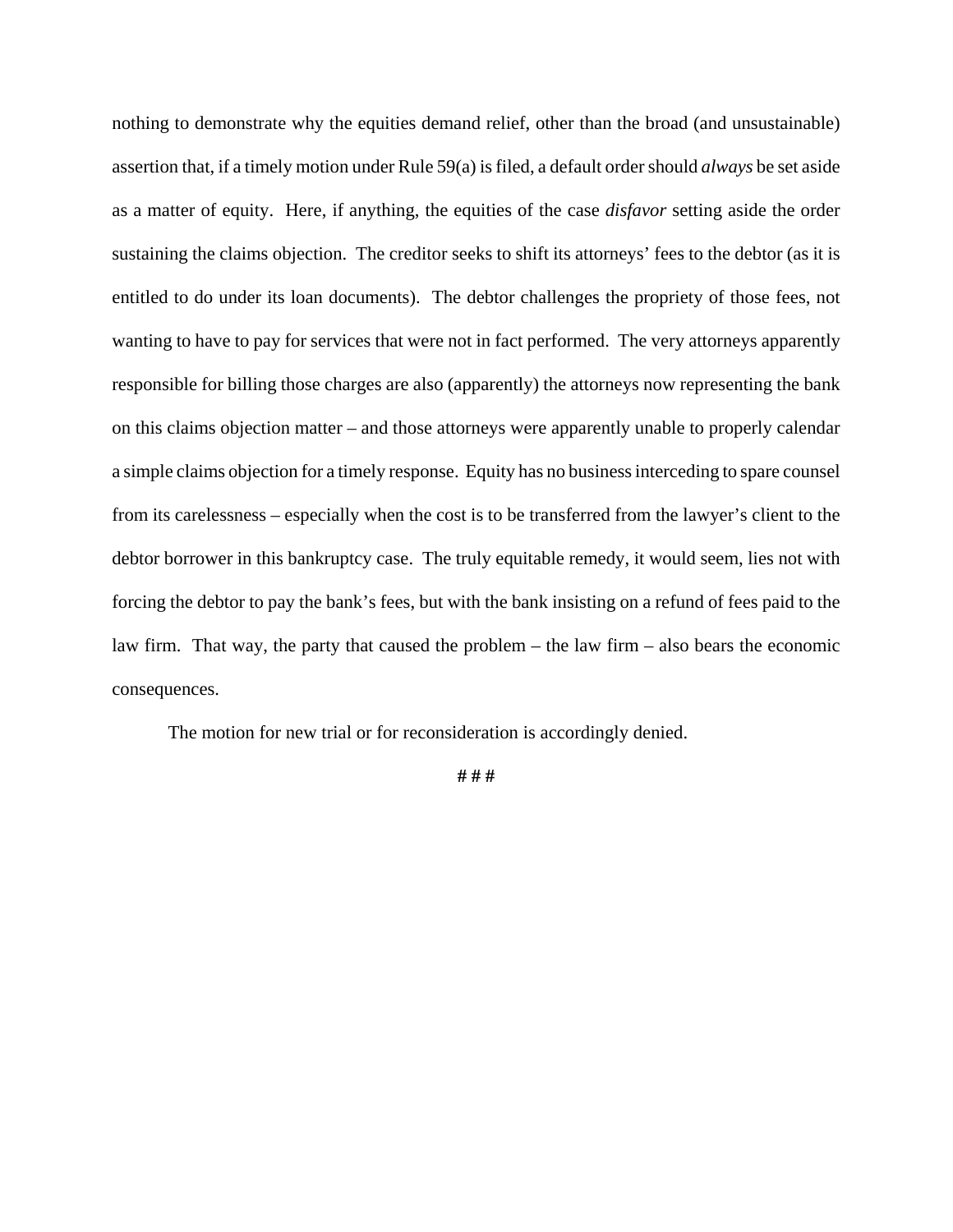nothing to demonstrate why the equities demand relief, other than the broad (and unsustainable) assertion that, if a timely motion under Rule 59(a) is filed, a default order should *always* be set aside as a matter of equity. Here, if anything, the equities of the case *disfavor* setting aside the order sustaining the claims objection. The creditor seeks to shift its attorneys' fees to the debtor (as it is entitled to do under its loan documents). The debtor challenges the propriety of those fees, not wanting to have to pay for services that were not in fact performed. The very attorneys apparently responsible for billing those charges are also (apparently) the attorneys now representing the bank on this claims objection matter – and those attorneys were apparently unable to properly calendar a simple claims objection for a timely response. Equity has no business interceding to spare counsel from its carelessness – especially when the cost is to be transferred from the lawyer's client to the debtor borrower in this bankruptcy case. The truly equitable remedy, it would seem, lies not with forcing the debtor to pay the bank's fees, but with the bank insisting on a refund of fees paid to the law firm. That way, the party that caused the problem – the law firm – also bears the economic consequences.

The motion for new trial or for reconsideration is accordingly denied.

# # #